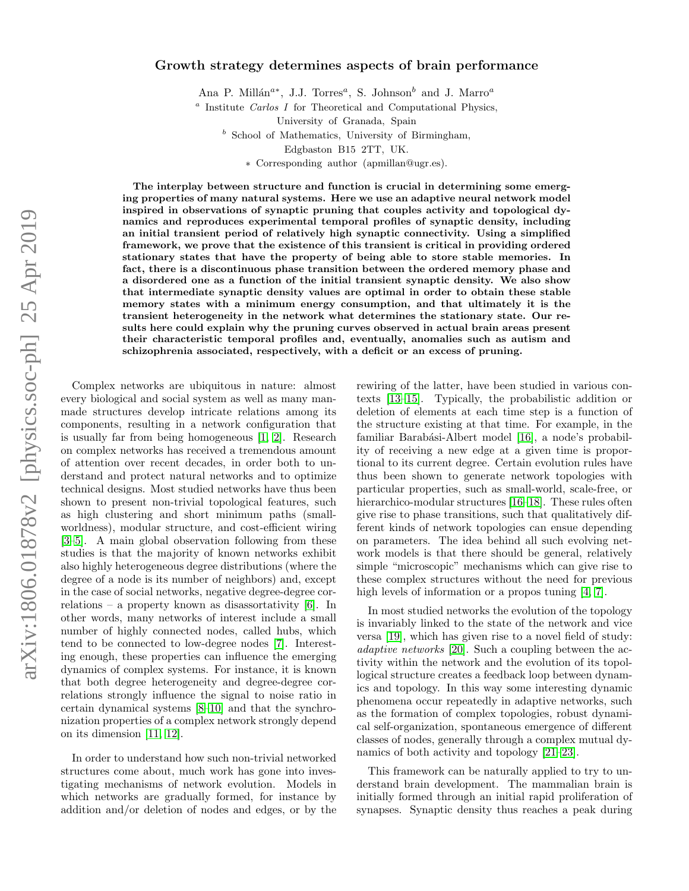# Growth strategy determines aspects of brain performance

Ana P. Millán[a∗], J.J. Torres[a], S. Johnson[b] and J. Marro[a]

[a] Institute *Carlos I* for Theoretical and Computational Physics, University of Granada, Spain

[b] School of Mathematics, University of Birmingham, Edgbaston B15 2TT, UK.

∗ Corresponding author (apmillan@ugr.es).

**The interplay between structure and function is crucial in determining some emerging properties of many natural systems. Here we use an adaptive neural network model inspired in observations of synaptic pruning that couples activity and topological dynamics and reproduces experimental temporal profiles of synaptic density, including an initial transient period of relatively high synaptic connectivity. Using a simplified framework, we prove that the existence of this transient is critical in providing ordered stationary states that have the property of being able to store stable memories. In fact, there is a discontinuous phase transition between the ordered memory phase and a disordered one as a function of the initial transient synaptic density. We also show that intermediate synaptic density values are optimal in order to obtain these stable memory states with a minimum energy consumption, and that ultimately it is the transient heterogeneity in the network what determines the stationary state. Our results here could explain why the pruning curves observed in actual brain areas present their characteristic temporal profiles and, eventually, anomalies such as autism and schizophrenia associated, respectively, with a deficit or an excess of pruning.**

Complex networks are ubiquitous in nature: almost every biological and social system as well as many man-made structures develop intricate relations among its components, resulting in a network configuration that is usually far from being homogeneous [1, 2]. Research on complex networks has received a tremendous amount of attention over recent decades, in order both to understand and protect natural networks and to optimize technical designs. Most studied networks have thus been shown to present non-trivial topological features, such as high clustering and short minimum paths (small-worldness), modular structure, and cost-efficient wiring [3–5]. A main global observation following from these studies is that the majority of known networks exhibit also highly heterogeneous degree distributions (where the degree of a node is its number of neighbors) and, except in the case of social networks, negative degree-degree correlations – a property known as disassortativity [6]. In other words, many networks of interest include a small number of highly connected nodes, called hubs, which tend to be connected to low-degree nodes [7]. Interesting enough, these properties can influence the emerging dynamics of complex systems. For instance, it is known that both degree heterogeneity and degree-degree correlations strongly influence the signal to noise ratio in certain dynamical systems [8–10] and that the synchronization properties of a complex network strongly depend on its dimension [11, 12].

In order to understand how such non-trivial networked structures come about, much work has gone into investigating mechanisms of network evolution. Models in which networks are gradually formed, for instance by addition and/or deletion of nodes and edges, or by the rewiring of the latter, have been studied in various contexts [13–15]. Typically, the probabilistic addition or deletion of elements at each time step is a function of the structure existing at that time. For example, in the familiar Barabási-Albert model [16], a node's probability of receiving a new edge at a given time is proportional to its current degree. Certain evolution rules have thus been shown to generate network topologies with particular properties, such as small-world, scale-free, or hierarchico-modular structures [16–18]. These rules often give rise to phase transitions, such that qualitatively different kinds of network topologies can ensue depending on parameters. The idea behind all such evolving network models is that there should be general, relatively simple "microscopic" mechanisms which can give rise to these complex structures without the need for previous high levels of information or a propos tuning [4, 7].

In most studied networks the evolution of the topology is invariably linked to the state of the network and vice versa [19], which has given rise to a novel field of study: *adaptive networks* [20]. Such a coupling between the activity within the network and the evolution of its topollogical structure creates a feedback loop between dynamics and topology. In this way some interesting dynamic phenomena occur repeatedly in adaptive networks, such as the formation of complex topologies, robust dynamical self-organization, spontaneous emergence of different classes of nodes, generally through a complex mutual dynamics of both activity and topology [21–23].

This framework can be naturally applied to try to understand brain development. The mammalian brain is initially formed through an initial rapid proliferation of synapses. Synaptic density thus reaches a peak during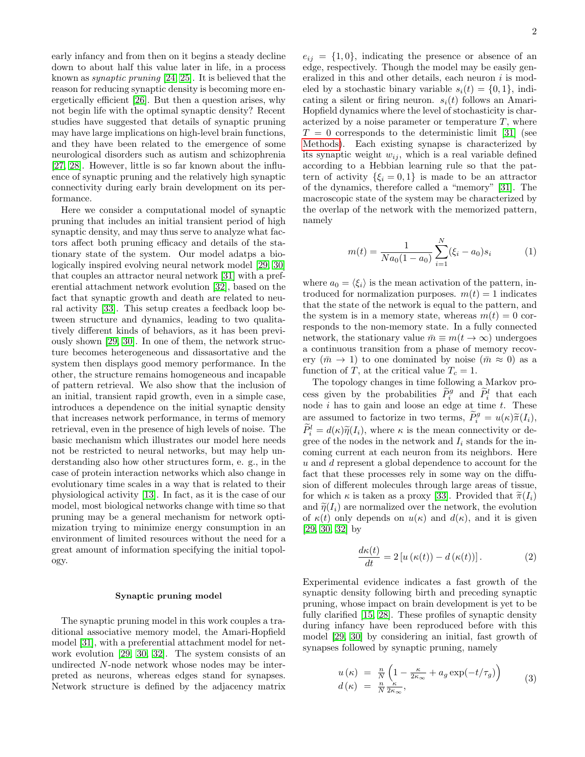early infancy and from then on it begins a steady decline down to about half this value later in life, in a process known as *synaptic pruning* [24, 25]. It is believed that the reason for reducing synaptic density is becoming more energetically efficient [26]. But then a question arises, why not begin life with the optimal synaptic density? Recent studies have suggested that details of synaptic pruning may have large implications on high-level brain functions, and they have been related to the emergence of some neurological disorders such as autism and schizophrenia [27, 28]. However, little is so far known about the influence of synaptic pruning and the relatively high synaptic connectivity during early brain development on its performance.

Here we consider a computational model of synaptic pruning that includes an initial transient period of high synaptic density, and may thus serve to analyze what factors affect both pruning efficacy and details of the stationary state of the system. Our model adatps a biologically inspired evolving neural network model [29, 30] that couples an attractor neural network [31] with a preferential attachment network evolution [32], based on the fact that synaptic growth and death are related to neural activity [33]. This setup creates a feedback loop between structure and dynamics, leading to two qualitatively different kinds of behaviors, as it has been previously shown [29, 30]. In one of them, the network structure becomes heterogeneous and dissassortative and the system then displays good memory performance. In the other, the structure remains homogeneous and incapable of pattern retrieval. We also show that the inclusion of an initial, transient rapid growth, even in a simple case, introduces a dependence on the initial synaptic density that increases network performance, in terms of memory retrieval, even in the presence of high levels of noise. The basic mechanism which illustrates our model here needs not be restricted to neural networks, but may help understanding also how other structures form, e. g., in the case of protein interaction networks which also change in evolutionary time scales in a way that is related to their physiological activity [13]. In fact, as it is the case of our model, most biological networks change with time so that pruning may be a general mechanism for network optimization trying to minimize energy consumption in an environment of limited resources without the need for a great amount of information specifying the initial topology.

## Synaptic pruning model

The synaptic pruning model in this work couples a traditional associative memory model, the Amari-Hopfield model [31], with a preferential attachment model for network evolution [29, 30, 32]. The system consists of an undirected $N$-node network whose nodes may be interpreted as neurons, whereas edges stand for synapses. Network structure is defined by the adjacency matrix $e_{ij} = \{1, 0\}$, indicating the presence or absence of an edge, respectively. Though the model may be easily generalized in this and other details, each neuron $i$ is modeled by a stochastic binary variable $s_i(t) = \{0, 1\}$, indicating a silent or firing neuron. $s_i(t)$ follows an Amari-Hopfield dynamics where the level of stochasticity is characterized by a noise parameter or temperature $T$, where $T = 0$ corresponds to the deterministic limit [31] (see Methods). Each existing synapse is characterized by its synaptic weight $w_{ij}$, which is a real variable defined according to a Hebbian learning rule so that the pattern of activity $\{\xi_i = 0, 1\}$ is made to be an attractor of the dynamics, therefore called a "memory" [31]. The macroscopic state of the system may be characterized by the overlap of the network with the memorized pattern, namely

$$m(t) = \frac{1}{N a_0 (1 - a_0)} \sum_{i=1}^{N} (\xi_i - a_0) s_i \tag{1}$$

where $a_0 = \langle \xi_i \rangle$ is the mean activation of the pattern, introduced for normalization purposes. $m(t) = 1$ indicates that the state of the network is equal to the pattern, and the system is in a memory state, whereas $m(t) = 0$ corresponds to the non-memory state. In a fully connected network, the stationary value $\bar{m} \equiv m(t \to \infty)$ undergoes a continuous transition from a phase of memory recovery ($\bar{m} \to 1$) to one dominated by noise ($\bar{m} \approx 0$) as a function of $T$, at the critical value $T_c = 1$.

The topology changes in time following a Markov process given by the probabilities $\widetilde{P}_i^g$ and $\widetilde{P}_i^l$ that each node $i$ has to gain and loose an edge at time $t$. These are assumed to factorize in two terms, $\widetilde{P}_i^g = u(\kappa)\widetilde{\pi}(I_i)$, $\widetilde{P}_i^l = d(\kappa)\widetilde{\eta}(I_i)$, where $\kappa$ is the mean connectivity or degree of the nodes in the network and $I_i$ stands for the incoming current at each neuron from its neighbors. Here $u$ and $d$ represent a global dependence to account for the fact that these processes rely in some way on the diffusion of different molecules through large areas of tissue, for which $\kappa$ is taken as a proxy [33]. Provided that $\widetilde{\pi}(I_i)$ and $\widetilde{\eta}(I_i)$ are normalized over the network, the evolution of $\kappa(t)$ only depends on $u(\kappa)$ and $d(\kappa)$, and it is given [29, 30, 32] by

$$\frac{d\kappa(t)}{dt} = 2\left[u\left(\kappa(t)\right) - d\left(\kappa(t)\right)\right]. \tag{2}$$

Experimental evidence indicates a fast growth of the synaptic density following birth and preceding synaptic pruning, whose impact on brain development is yet to be fully clarified [15, 28]. These profiles of synaptic density during infancy have been reproduced before with this model [29, 30] by considering an initial, fast growth of synapses followed by synaptic pruning, namely

$$\begin{aligned} u(\kappa) &= \tfrac{n}{N}\left(1 - \tfrac{\kappa}{2\kappa_\infty} + a_g \exp(-t/\tau_g)\right) \\ d(\kappa) &= \tfrac{n}{N}\tfrac{\kappa}{2\kappa_\infty}, \end{aligned} \tag{3}$$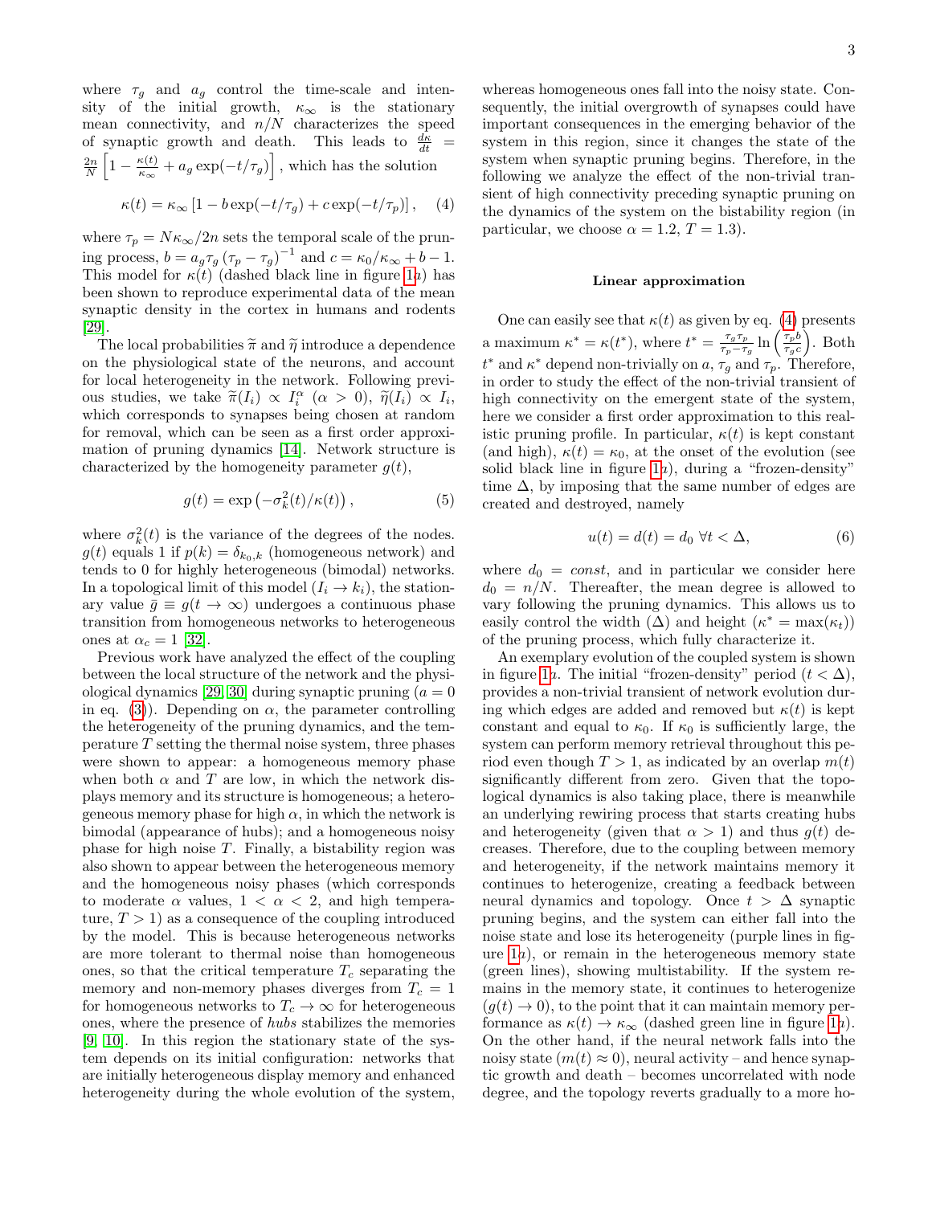where $\tau_g$ and $a_g$ control the time-scale and intensity of the initial growth, $\kappa_\infty$ is the stationary mean connectivity, and $n/N$ characterizes the speed of synaptic growth and death. This leads to $\frac{d\kappa}{dt} = \frac{2n}{N}\left[1 - \frac{\kappa(t)}{\kappa_\infty} + a_g \exp(-t/\tau_g)\right]$, which has the solution

$$\kappa(t) = \kappa_\infty \left[1 - b\exp(-t/\tau_g) + c\exp(-t/\tau_p)\right], \quad (4)$$

where $\tau_p = N\kappa_\infty/2n$ sets the temporal scale of the pruning process, $b = a_g\tau_g\left(\tau_p - \tau_g\right)^{-1}$ and $c = \kappa_0/\kappa_\infty + b - 1$. This model for $\kappa(t)$ (dashed black line in figure 1*a*) has been shown to reproduce experimental data of the mean synaptic density in the cortex in humans and rodents [29].

The local probabilities $\widetilde{\pi}$ and $\widetilde{\eta}$ introduce a dependence on the physiological state of the neurons, and account for local heterogeneity in the network. Following previous studies, we take $\widetilde{\pi}(I_i) \propto I_i^\alpha$ ($\alpha > 0$), $\widetilde{\eta}(I_i) \propto I_i$, which corresponds to synapses being chosen at random for removal, which can be seen as a first order approximation of pruning dynamics [14]. Network structure is characterized by the homogeneity parameter $g(t)$,

$$g(t) = \exp\left(-\sigma_k^2(t)/\kappa(t)\right), \quad (5)$$

where $\sigma_k^2(t)$ is the variance of the degrees of the nodes. $g(t)$ equals 1 if $p(k) = \delta_{k_0,k}$ (homogeneous network) and tends to 0 for highly heterogeneous (bimodal) networks. In a topological limit of this model ($I_i \to k_i$), the stationary value $\bar{g} \equiv g(t \to \infty)$ undergoes a continuous phase transition from homogeneous networks to heterogeneous ones at $\alpha_c = 1$ [32].

Previous work have analyzed the effect of the coupling between the local structure of the network and the physiological dynamics [29, 30] during synaptic pruning ($a = 0$ in eq. (3)). Depending on $\alpha$, the parameter controlling the heterogeneity of the pruning dynamics, and the temperature $T$ setting the thermal noise system, three phases were shown to appear: a homogeneous memory phase when both $\alpha$ and $T$ are low, in which the network displays memory and its structure is homogeneous; a heterogeneous memory phase for high $\alpha$, in which the network is bimodal (appearance of hubs); and a homogeneous noisy phase for high noise $T$. Finally, a bistability region was also shown to appear between the heterogeneous memory and the homogeneous noisy phases (which corresponds to moderate $\alpha$ values, $1 < \alpha < 2$, and high temperature, $T > 1$) as a consequence of the coupling introduced by the model. This is because heterogeneous networks are more tolerant to thermal noise than homogeneous ones, so that the critical temperature $T_c$ separating the memory and non-memory phases diverges from $T_c = 1$ for homogeneous networks to $T_c \to \infty$ for heterogeneous ones, where the presence of *hubs* stabilizes the memories [9, 10]. In this region the stationary state of the system depends on its initial configuration: networks that are initially heterogeneous display memory and enhanced heterogeneity during the whole evolution of the system, whereas homogeneous ones fall into the noisy state. Consequently, the initial overgrowth of synapses could have important consequences in the emerging behavior of the system in this region, since it changes the state of the system when synaptic pruning begins. Therefore, in the following we analyze the effect of the non-trivial transient of high connectivity preceding synaptic pruning on the dynamics of the system on the bistability region (in particular, we choose $\alpha = 1.2$, $T = 1.3$).

## Linear approximation

One can easily see that $\kappa(t)$ as given by eq. (4) presents a maximum $\kappa^* = \kappa(t^*)$, where $t^* = \frac{\tau_g\tau_p}{\tau_p - \tau_g}\ln\left(\frac{\tau_p b}{\tau_g c}\right)$. Both $t^*$ and $\kappa^*$ depend non-trivially on $a$, $\tau_g$ and $\tau_p$. Therefore, in order to study the effect of the non-trivial transient of high connectivity on the emergent state of the system, here we consider a first order approximation to this realistic pruning profile. In particular, $\kappa(t)$ is kept constant (and high), $\kappa(t) = \kappa_0$, at the onset of the evolution (see solid black line in figure 1*a*), during a "frozen-density" time $\Delta$, by imposing that the same number of edges are created and destroyed, namely

$$u(t) = d(t) = d_0 \;\; \forall t < \Delta, \quad (6)$$

where $d_0 = const$, and in particular we consider here $d_0 = n/N$. Thereafter, the mean degree is allowed to vary following the pruning dynamics. This allows us to easily control the width ($\Delta$) and height ($\kappa^* = \max(\kappa_t)$) of the pruning process, which fully characterize it.

An exemplary evolution of the coupled system is shown in figure 1*a*. The initial "frozen-density" period ($t < \Delta$), provides a non-trivial transient of network evolution during which edges are added and removed but $\kappa(t)$ is kept constant and equal to $\kappa_0$. If $\kappa_0$ is sufficiently large, the system can perform memory retrieval throughout this period even though $T > 1$, as indicated by an overlap $m(t)$ significantly different from zero. Given that the topological dynamics is also taking place, there is meanwhile an underlying rewiring process that starts creating hubs and heterogeneity (given that $\alpha > 1$) and thus $g(t)$ decreases. Therefore, due to the coupling between memory and heterogeneity, if the network maintains memory it continues to heterogenize, creating a feedback between neural dynamics and topology. Once $t > \Delta$ synaptic pruning begins, and the system can either fall into the noise state and lose its heterogeneity (purple lines in figure 1*a*), or remain in the heterogeneous memory state (green lines), showing multistability. If the system remains in the memory state, it continues to heterogenize ($g(t) \to 0$), to the point that it can maintain memory performance as $\kappa(t) \to \kappa_\infty$ (dashed green line in figure 1*a*). On the other hand, if the neural network falls into the noisy state ($m(t) \approx 0$), neural activity – and hence synaptic growth and death – becomes uncorrelated with node degree, and the topology reverts gradually to a more ho-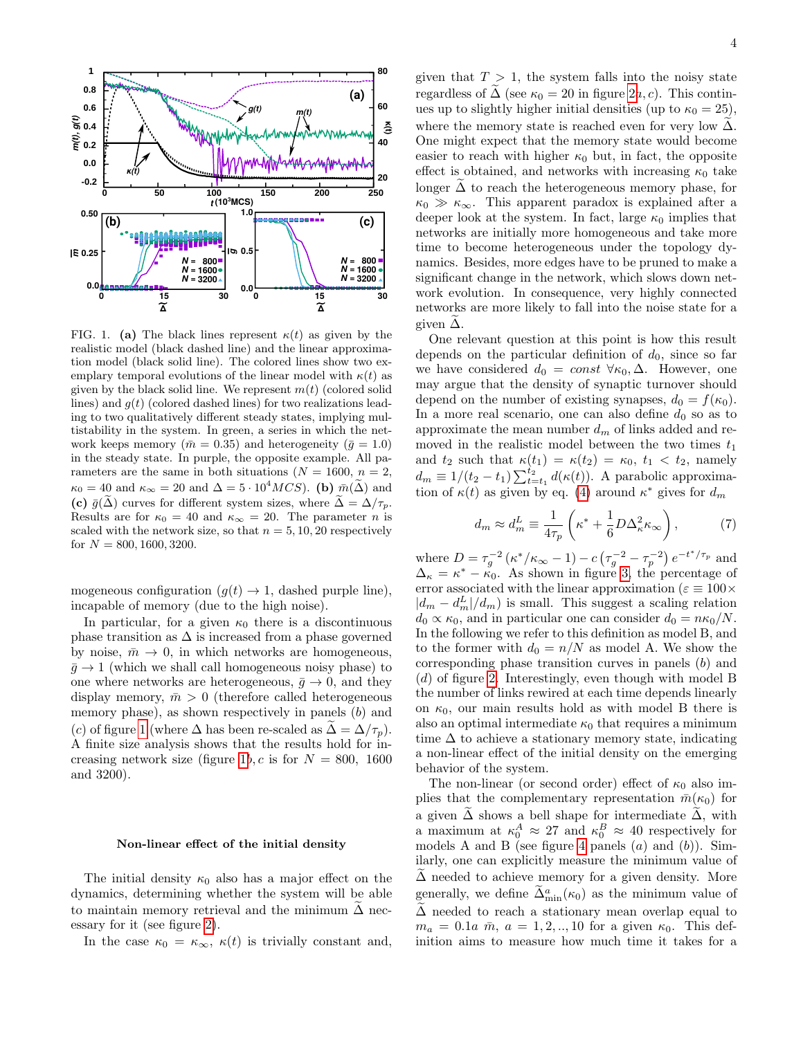FIG. 1. **(a)** The black lines represent $\kappa(t)$ as given by the realistic model (black dashed line) and the linear approximation model (black solid line). The colored lines show two exemplary temporal evolutions of the linear model with $\kappa(t)$ as given by the black solid line. We represent $m(t)$ (colored solid lines) and $g(t)$ (colored dashed lines) for two realizations leading to two qualitatively different steady states, implying multistability in the system. In green, a series in which the network keeps memory ($\bar{m} = 0.35$) and heterogeneity ($\bar{g} = 1.0$) in the steady state. In purple, the opposite example. All parameters are the same in both situations ($N = 1600$, $n = 2$, $\kappa_0 = 40$ and $\kappa_\infty = 20$ and $\Delta = 5 \cdot 10^4 MCS$). **(b)** $\bar{m}(\widetilde{\Delta})$ and **(c)** $\bar{g}(\widetilde{\Delta})$ curves for different system sizes, where $\widetilde{\Delta} = \Delta/\tau_p$. Results are for $\kappa_0 = 40$ and $\kappa_\infty = 20$. The parameter $n$ is scaled with the network size, so that $n = 5, 10, 20$ respectively for $N = 800, 1600, 3200$.

mogeneous configuration ($g(t) \to 1$, dashed purple line), incapable of memory (due to the high noise).

In particular, for a given $\kappa_0$ there is a discontinuous phase transition as $\Delta$ is increased from a phase governed by noise, $\bar{m} \to 0$, in which networks are homogeneous, $\bar{g} \to 1$ (which we shall call homogeneous noisy phase) to one where networks are heterogeneous, $\bar{g} \to 0$, and they display memory, $\bar{m} > 0$ (therefore called heterogeneous memory phase), as shown respectively in panels ($b$) and ($c$) of figure 1 (where $\Delta$ has been re-scaled as $\widetilde{\Delta} = \Delta/\tau_p$. A finite size analysis shows that the results hold for increasing network size (figure 1$b,c$ is for $N = 800$, 1600 and 3200).

### Non-linear effect of the initial density

The initial density $\kappa_0$ also has a major effect on the dynamics, determining whether the system will be able to maintain memory retrieval and the minimum $\widetilde{\Delta}$ necessary for it (see figure 2).

In the case $\kappa_0 = \kappa_\infty$, $\kappa(t)$ is trivially constant and, given that $T > 1$, the system falls into the noisy state regardless of $\widetilde{\Delta}$ (see $\kappa_0 = 20$ in figure 2$a, c$). This continues up to slightly higher initial densities (up to $\kappa_0 = 25$), where the memory state is reached even for very low $\widetilde{\Delta}$. One might expect that the memory state would become easier to reach with higher $\kappa_0$ but, in fact, the opposite effect is obtained, and networks with increasing $\kappa_0$ take longer $\widetilde{\Delta}$ to reach the heterogeneous memory phase, for $\kappa_0 \gg \kappa_\infty$. This apparent paradox is explained after a deeper look at the system. In fact, large $\kappa_0$ implies that networks are initially more homogeneous and take more time to become heterogeneous under the topology dynamics. Besides, more edges have to be pruned to make a significant change in the network, which slows down network evolution. In consequence, very highly connected networks are more likely to fall into the noise state for a given $\widetilde{\Delta}$.

One relevant question at this point is how this result depends on the particular definition of $d_0$, since so far we have considered $d_0 = const$ $\forall \kappa_0, \Delta$. However, one may argue that the density of synaptic turnover should depend on the number of existing synapses, $d_0 = f(\kappa_0)$. In a more real scenario, one can also define $d_0$ so as to approximate the mean number $d_m$ of links added and removed in the realistic model between the two times $t_1$ and $t_2$ such that $\kappa(t_1) = \kappa(t_2) = \kappa_0$, $t_1 < t_2$, namely $d_m \equiv 1/(t_2 - t_1) \sum_{t=t_1}^{t_2} d(\kappa(t))$. A parabolic approximation of $\kappa(t)$ as given by eq. (4) around $\kappa^*$ gives for $d_m$

$$d_m \approx d_m^L \equiv \frac{1}{4\tau_p} \left( \kappa^* + \frac{1}{6} D \Delta_\kappa^2 \kappa_\infty \right), \tag{7}$$

where $D = \tau_g^{-2} (\kappa^*/\kappa_\infty - 1) - c \left(\tau_g^{-2} - \tau_p^{-2}\right) e^{-t^*/\tau_p}$ and $\Delta_\kappa = \kappa^* - \kappa_0$. As shown in figure 3, the percentage of error associated with the linear approximation ($\varepsilon \equiv 100 \times |d_m - d_m^L|/d_m$) is small. This suggest a scaling relation $d_0 \propto \kappa_0$, and in particular one can consider $d_0 = n\kappa_0/N$. In the following we refer to this definition as model B, and to the former with $d_0 = n/N$ as model A. We show the corresponding phase transition curves in panels ($b$) and ($d$) of figure 2. Interestingly, even though with model B the number of links rewired at each time depends linearly on $\kappa_0$, our main results hold as with model B there is also an optimal intermediate $\kappa_0$ that requires a minimum time $\Delta$ to achieve a stationary memory state, indicating a non-linear effect of the initial density on the emerging behavior of the system.

The non-linear (or second order) effect of $\kappa_0$ also implies that the complementary representation $\bar{m}(\kappa_0)$ for a given $\widetilde{\Delta}$ shows a bell shape for intermediate $\widetilde{\Delta}$, with a maximum at $\kappa_0^A \approx 27$ and $\kappa_0^B \approx 40$ respectively for models A and B (see figure 4 panels ($a$) and ($b$)). Similarly, one can explicitly measure the minimum value of $\widetilde{\Delta}$ needed to achieve memory for a given density. More generally, we define $\widetilde{\Delta}_{\min}^a(\kappa_0)$ as the minimum value of $\widetilde{\Delta}$ needed to reach a stationary mean overlap equal to $m_a = 0.1a\ \bar{m}$, $a = 1, 2, .., 10$ for a given $\kappa_0$. This definition aims to measure how much time it takes for a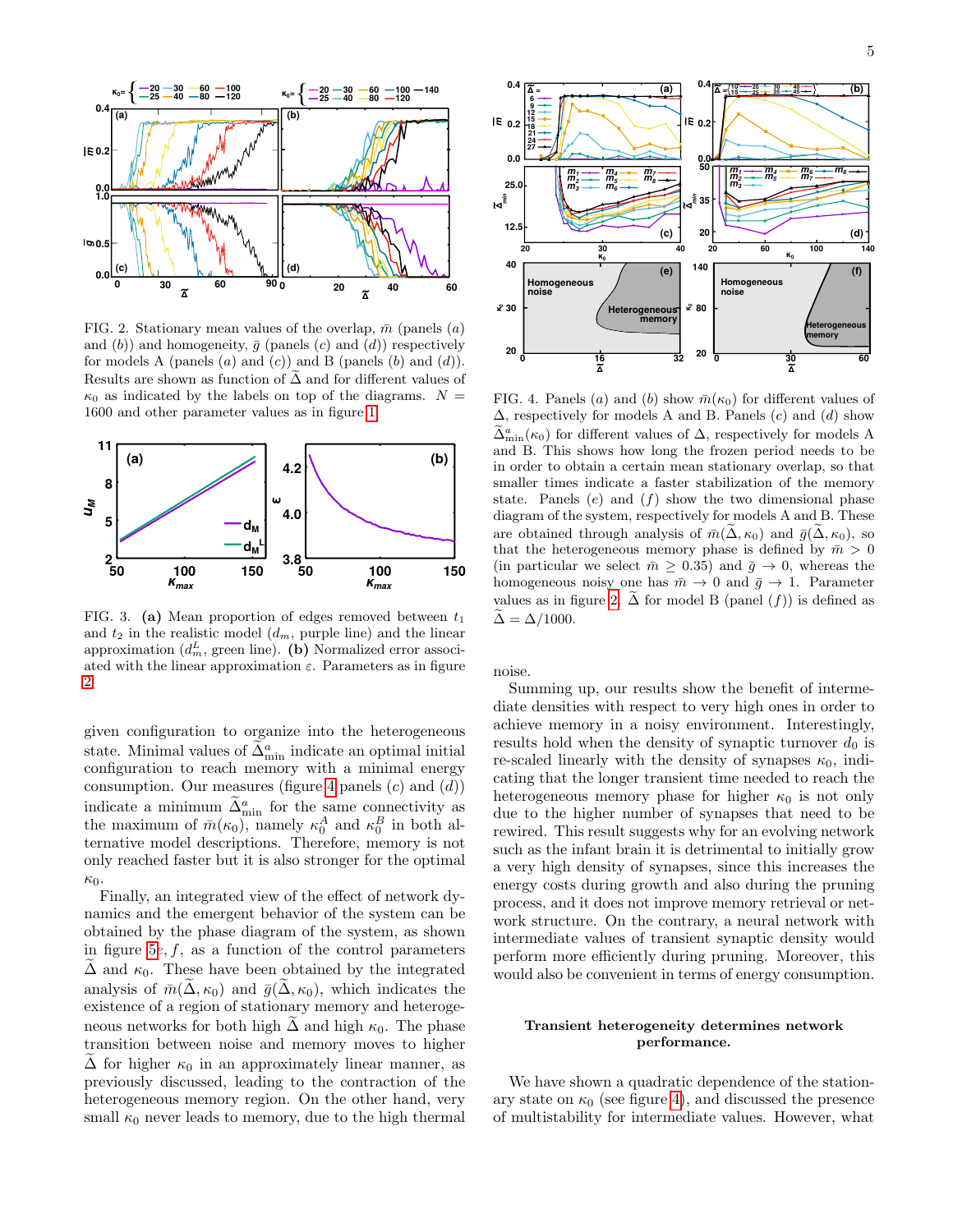FIG. 2. Stationary mean values of the overlap, $\bar{m}$ (panels (a) and (b)) and homogeneity, $\bar{g}$ (panels (c) and (d)) respectively for models A (panels (a) and (c)) and B (panels (b) and (d)). Results are shown as function of $\widetilde{\Delta}$ and for different values of $\kappa_0$ as indicated by the labels on top of the diagrams. $N$ = 1600 and other parameter values as in figure 1.

FIG. 3. **(a)** Mean proportion of edges removed between $t_1$ and $t_2$ in the realistic model ($d_m$, purple line) and the linear approximation ($d_m^L$, green line). **(b)** Normalized error associated with the linear approximation $\varepsilon$. Parameters as in figure 2.

given configuration to organize into the heterogeneous state. Minimal values of $\widetilde{\Delta}^a_{\min}$ indicate an optimal initial configuration to reach memory with a minimal energy consumption. Our measures (figure 4 panels (c) and (d)) indicate a minimum $\widetilde{\Delta}^a_{\min}$ for the same connectivity as the maximum of $\bar{m}(\kappa_0)$, namely $\kappa_0^A$ and $\kappa_0^B$ in both alternative model descriptions. Therefore, memory is not only reached faster but it is also stronger for the optimal $\kappa_0$.

Finally, an integrated view of the effect of network dynamics and the emergent behavior of the system can be obtained by the phase diagram of the system, as shown in figure 5e, $f$, as a function of the control parameters $\widetilde{\Delta}$ and $\kappa_0$. These have been obtained by the integrated analysis of $\bar{m}(\widetilde{\Delta}, \kappa_0)$ and $\bar{g}(\widetilde{\Delta}, \kappa_0)$, which indicates the existence of a region of stationary memory and heterogeneous networks for both high $\widetilde{\Delta}$ and high $\kappa_0$. The phase transition between noise and memory moves to higher $\widetilde{\Delta}$ for higher $\kappa_0$ in an approximately linear manner, as previously discussed, leading to the contraction of the heterogeneous memory region. On the other hand, very small $\kappa_0$ never leads to memory, due to the high thermal noise.

FIG. 4. Panels (a) and (b) show $\bar{m}(\kappa_0)$ for different values of $\Delta$, respectively for models A and B. Panels (c) and (d) show $\widetilde{\Delta}^a_{\min}(\kappa_0)$ for different values of $\Delta$, respectively for models A and B. This shows how long the frozen period needs to be in order to obtain a certain mean stationary overlap, so that smaller times indicate a faster stabilization of the memory state. Panels (e) and (f) show the two dimensional phase diagram of the system, respectively for models A and B. These are obtained through analysis of $\bar{m}(\widetilde{\Delta}, \kappa_0)$ and $\bar{g}(\widetilde{\Delta}, \kappa_0)$, so that the heterogeneous memory phase is defined by $\bar{m} > 0$ (in particular we select $\bar{m} \geq 0.35$) and $\bar{g} \to 0$, whereas the homogeneous noisy one has $\bar{m} \to 0$ and $\bar{g} \to 1$. Parameter values as in figure 2. $\widetilde{\Delta}$ for model B (panel (f)) is defined as $\widetilde{\Delta} = \Delta/1000$.

Summing up, our results show the benefit of intermediate densities with respect to very high ones in order to achieve memory in a noisy environment. Interestingly, results hold when the density of synaptic turnover $d_0$ is re-scaled linearly with the density of synapses $\kappa_0$, indicating that the longer transient time needed to reach the heterogeneous memory phase for higher $\kappa_0$ is not only due to the higher number of synapses that need to be rewired. This result suggests why for an evolving network such as the infant brain it is detrimental to initially grow a very high density of synapses, since this increases the energy costs during growth and also during the pruning process, and it does not improve memory retrieval or network structure. On the contrary, a neural network with intermediate values of transient synaptic density would perform more efficiently during pruning. Moreover, this would also be convenient in terms of energy consumption.

## Transient heterogeneity determines network performance.

We have shown a quadratic dependence of the stationary state on $\kappa_0$ (see figure 4), and discussed the presence of multistability for intermediate values. However, what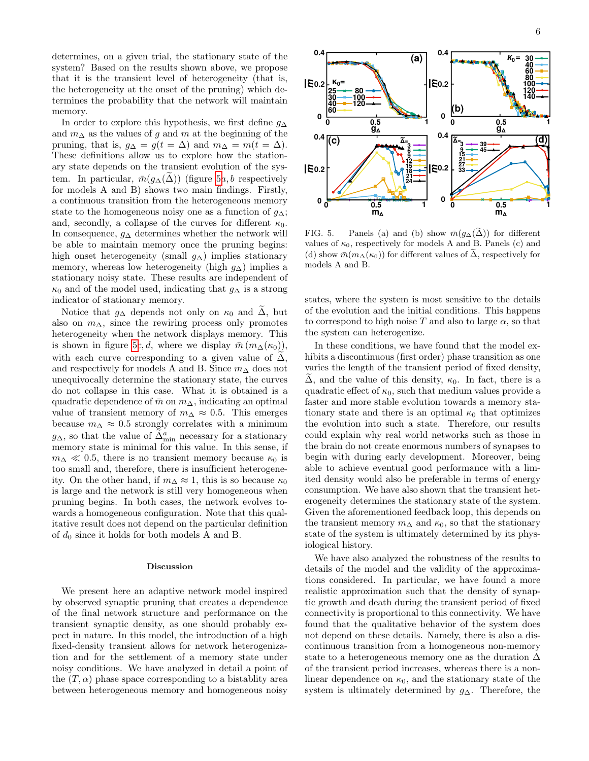determines, on a given trial, the stationary state of the system? Based on the results shown above, we propose that it is the transient level of heterogeneity (that is, the heterogeneity at the onset of the pruning) which determines the probability that the network will maintain memory.

In order to explore this hypothesis, we first define $g_\Delta$ and $m_\Delta$ as the values of $g$ and $m$ at the beginning of the pruning, that is, $g_\Delta = g(t = \Delta)$ and $m_\Delta = m(t = \Delta)$. These definitions allow us to explore how the stationary state depends on the transient evolution of the system. In particular, $\bar{m}(g_\Delta(\widetilde{\Delta}))$ (figure 5a, b respectively for models A and B) shows two main findings. Firstly, a continuous transition from the heterogeneous memory state to the homogeneous noisy one as a function of $g_\Delta$; and, secondly, a collapse of the curves for different $\kappa_0$. In consequence, $g_\Delta$ determines whether the network will be able to maintain memory once the pruning begins: high onset heterogeneity (small $g_\Delta$) implies stationary memory, whereas low heterogeneity (high $g_\Delta$) implies a stationary noisy state. These results are independent of $\kappa_0$ and of the model used, indicating that $g_\Delta$ is a strong indicator of stationary memory.

Notice that $g_\Delta$ depends not only on $\kappa_0$ and $\widetilde{\Delta}$, but also on $m_\Delta$, since the rewiring process only promotes heterogeneity when the network displays memory. This is shown in figure 5c, d, where we display $\bar{m}\,(m_\Delta(\kappa_0))$, with each curve corresponding to a given value of $\widetilde{\Delta}$, and respectively for models A and B. Since $m_\Delta$ does not unequivocally determine the stationary state, the curves do not collapse in this case. What it is obtained is a quadratic dependence of $\bar{m}$ on $m_\Delta$, indicating an optimal value of transient memory of $m_\Delta \approx 0.5$. This emerges because $m_\Delta \approx 0.5$ strongly correlates with a minimum $g_\Delta$, so that the value of $\widetilde{\Delta}^a_{\min}$ necessary for a stationary memory state is minimal for this value. In this sense, if $m_\Delta \ll 0.5$, there is no transient memory because $\kappa_0$ is too small and, therefore, there is insufficient heterogeneity. On the other hand, if $m_\Delta \approx 1$, this is so because $\kappa_0$ is large and the network is still very homogeneous when pruning begins. In both cases, the network evolves towards a homogeneous configuration. Note that this qualitative result does not depend on the particular definition of $d_0$ since it holds for both models A and B.

FIG. 5. Panels (a) and (b) show $\bar{m}(g_\Delta(\widetilde{\Delta}))$ for different values of $\kappa_0$, respectively for models A and B. Panels (c) and (d) show $\bar{m}(m_\Delta(\kappa_0))$ for different values of $\widetilde{\Delta}$, respectively for models A and B.

### Discussion

We present here an adaptive network model inspired by observed synaptic pruning that creates a dependence of the final network structure and performance on the transient synaptic density, as one should probably expect in nature. In this model, the introduction of a high fixed-density transient allows for network heterogenization and for the settlement of a memory state under noisy conditions. We have analyzed in detail a point of the $(T, \alpha)$ phase space corresponding to a bistablity area between heterogeneous memory and homogeneous noisy states, where the system is most sensitive to the details of the evolution and the initial conditions. This happens to correspond to high noise $T$ and also to large $\alpha$, so that the system can heterogenize.

In these conditions, we have found that the model exhibits a discontinuous (first order) phase transition as one varies the length of the transient period of fixed density, $\widetilde{\Delta}$, and the value of this density, $\kappa_0$. In fact, there is a quadratic effect of $\kappa_0$, such that medium values provide a faster and more stable evolution towards a memory stationary state and there is an optimal $\kappa_0$ that optimizes the evolution into such a state. Therefore, our results could explain why real world networks such as those in the brain do not create enormous numbers of synapses to begin with during early development. Moreover, being able to achieve eventual good performance with a limited density would also be preferable in terms of energy consumption. We have also shown that the transient heterogeneity determines the stationary state of the system. Given the aforementioned feedback loop, this depends on the transient memory $m_\Delta$ and $\kappa_0$, so that the stationary state of the system is ultimately determined by its physiological history.

We have also analyzed the robustness of the results to details of the model and the validity of the approximations considered. In particular, we have found a more realistic approximation such that the density of synaptic growth and death during the transient period of fixed connectivity is proportional to this connectivity. We have found that the qualitative behavior of the system does not depend on these details. Namely, there is also a discontinuous transition from a homogeneous non-memory state to a heterogeneous memory one as the duration $\Delta$ of the transient period increases, whereas there is a nonlinear dependence on $\kappa_0$, and the stationary state of the system is ultimately determined by $g_\Delta$. Therefore, the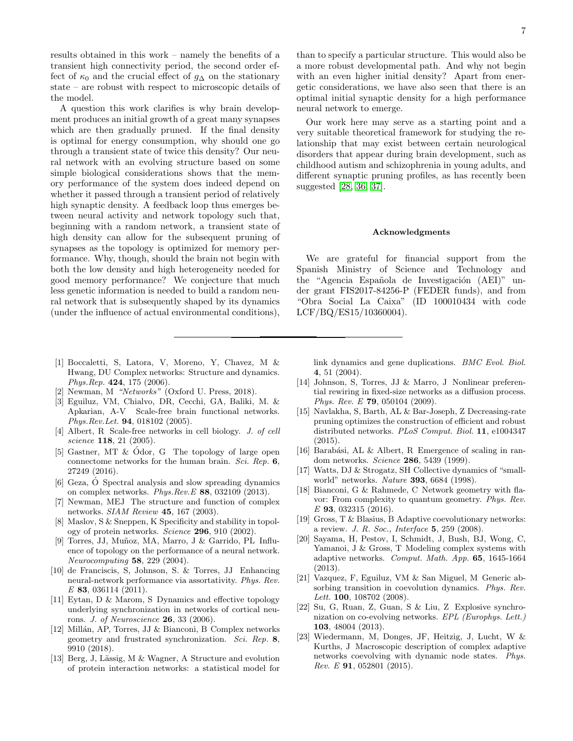results obtained in this work – namely the benefits of a transient high connectivity period, the second order effect of $\kappa_0$ and the crucial effect of $g_\Delta$ on the stationary state – are robust with respect to microscopic details of the model.

A question this work clarifies is why brain development produces an initial growth of a great many synapses which are then gradually pruned. If the final density is optimal for energy consumption, why should one go through a transient state of twice this density? Our neural network with an evolving structure based on some simple biological considerations shows that the memory performance of the system does indeed depend on whether it passed through a transient period of relatively high synaptic density. A feedback loop thus emerges between neural activity and network topology such that, beginning with a random network, a transient state of high density can allow for the subsequent pruning of synapses as the topology is optimized for memory performance. Why, though, should the brain not begin with both the low density and high heterogeneity needed for good memory performance? We conjecture that much less genetic information is needed to build a random neural network that is subsequently shaped by its dynamics (under the influence of actual environmental conditions), than to specify a particular structure. This would also be a more robust developmental path. And why not begin with an even higher initial density? Apart from energetic considerations, we have also seen that there is an optimal initial synaptic density for a high performance neural network to emerge.

Our work here may serve as a starting point and a very suitable theoretical framework for studying the relationship that may exist between certain neurological disorders that appear during brain development, such as childhood autism and schizophrenia in young adults, and different synaptic pruning profiles, as has recently been suggested [28, 36, 37].

### Acknowledgments

We are grateful for financial support from the Spanish Ministry of Science and Technology and the "Agencia Española de Investigación (AEI)" under grant FIS2017-84256-P (FEDER funds), and from "Obra Social La Caixa" (ID 100010434 with code LCF/BQ/ES15/10360004).

---

[1] Boccaletti, S, Latora, V, Moreno, Y, Chavez, M & Hwang, DU Complex networks: Structure and dynamics. *Phys.Rep.* **424**, 175 (2006).

[2] Newman, M *"Networks"* (Oxford U. Press, 2018).

[3] Eguiluz, VM, Chialvo, DR, Cecchi, GA, Baliki, M. & Apkarian, A-V Scale-free brain functional networks. *Phys.Rev.Let.* **94**, 018102 (2005).

[4] Albert, R Scale-free networks in cell biology. *J. of cell science* **118**, 21 (2005).

[5] Gastner, MT & Ódor, G The topology of large open connectome networks for the human brain. *Sci. Rep.* **6**, 27249 (2016).

[6] Geza, Ó Spectral analysis and slow spreading dynamics on complex networks. *Phys.Rev.E* **88**, 032109 (2013).

[7] Newman, MEJ The structure and function of complex networks. *SIAM Review* **45**, 167 (2003).

[8] Maslov, S & Sneppen, K Specificity and stability in topology of protein networks. *Science* **296**, 910 (2002).

[9] Torres, JJ, Muñoz, MA, Marro, J & Garrido, PL Influence of topology on the performance of a neural network. *Neurocomputing* **58**, 229 (2004).

[10] de Franciscis, S, Johnson, S. & Torres, JJ Enhancing neural-network performance via assortativity. *Phys. Rev. E* **83**, 036114 (2011).

[11] Eytan, D & Marom, S Dynamics and effective topology underlying synchronization in networks of cortical neurons. *J. of Neuroscience* **26**, 33 (2006).

[12] Millán, AP, Torres, JJ & Bianconi, B Complex networks geometry and frustrated synchronization. *Sci. Rep.* **8**, 9910 (2018).

[13] Berg, J, Lässig, M & Wagner, A Structure and evolution of protein interaction networks: a statistical model for link dynamics and gene duplications. *BMC Evol. Biol.* **4**, 51 (2004).

[14] Johnson, S, Torres, JJ & Marro, J Nonlinear preferential rewiring in fixed-size networks as a diffusion process. *Phys. Rev. E* **79**, 050104 (2009).

[15] Navlakha, S, Barth, AL & Bar-Joseph, Z Decreasing-rate pruning optimizes the construction of efficient and robust distributed networks. *PLoS Comput. Biol.* **11**, e1004347 (2015).

[16] Barabási, AL & Albert, R Emergence of scaling in random networks. *Science* **286**, 5439 (1999).

[17] Watts, DJ & Strogatz, SH Collective dynamics of "small-world" networks. *Nature* **393**, 6684 (1998).

[18] Bianconi, G & Rahmede, C Network geometry with flavor: From complexity to quantum geometry. *Phys. Rev. E* **93**, 032315 (2016).

[19] Gross, T & Blasius, B Adaptive coevolutionary networks: a review. *J. R. Soc., Interface* **5**, 259 (2008).

[20] Sayama, H, Pestov, I, Schmidt, J, Bush, BJ, Wong, C, Yamanoi, J & Gross, T Modeling complex systems with adaptive networks. *Comput. Math. App.* **65**, 1645-1664 (2013).

[21] Vazquez, F, Eguiluz, VM & San Miguel, M Generic absorbing transition in coevolution dynamics. *Phys. Rev. Lett.* **100**, 108702 (2008).

[22] Su, G, Ruan, Z, Guan, S & Liu, Z Explosive synchronization on co-evolving networks. *EPL (Europhys. Lett.)* **103**, 48004 (2013).

[23] Wiedermann, M, Donges, JF, Heitzig, J, Lucht, W & Kurths, J Macroscopic description of complex adaptive networks coevolving with dynamic node states. *Phys. Rev. E* **91**, 052801 (2015).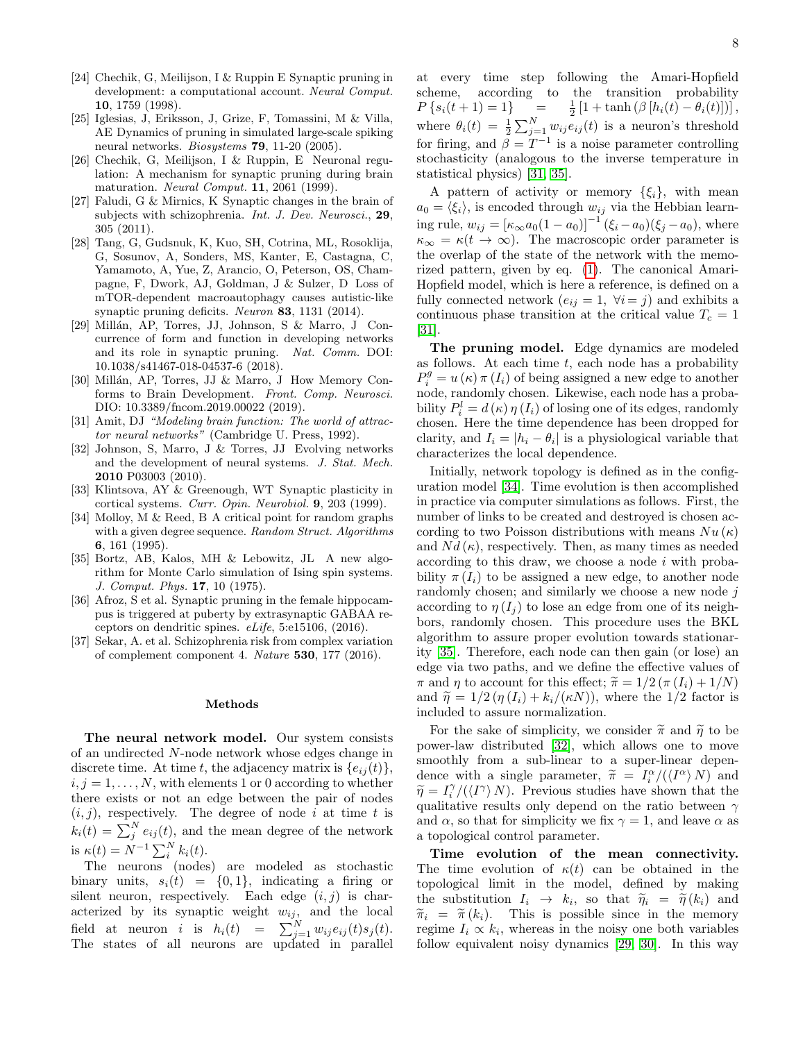[24] Chechik, G, Meilijson, I & Ruppin E Synaptic pruning in development: a computational account. *Neural Comput.* **10**, 1759 (1998).

[25] Iglesias, J, Eriksson, J, Grize, F, Tomassini, M & Villa, AE Dynamics of pruning in simulated large-scale spiking neural networks. *Biosystems* **79**, 11-20 (2005).

[26] Chechik, G, Meilijson, I & Ruppin, E Neuronal regulation: A mechanism for synaptic pruning during brain maturation. *Neural Comput.* **11**, 2061 (1999).

[27] Faludi, G & Mirnics, K Synaptic changes in the brain of subjects with schizophrenia. *Int. J. Dev. Neurosci.*, **29**, 305 (2011).

[28] Tang, G, Gudsnuk, K, Kuo, SH, Cotrina, ML, Rosoklija, G, Sosunov, A, Sonders, MS, Kanter, E, Castagna, C, Yamamoto, A, Yue, Z, Arancio, O, Peterson, OS, Champagne, F, Dwork, AJ, Goldman, J & Sulzer, D Loss of mTOR-dependent macroautophagy causes autistic-like synaptic pruning deficits. *Neuron* **83**, 1131 (2014).

[29] Millán, AP, Torres, JJ, Johnson, S & Marro, J Concurrence of form and function in developing networks and its role in synaptic pruning. *Nat. Comm.* DOI: 10.1038/s41467-018-04537-6 (2018).

[30] Millán, AP, Torres, JJ & Marro, J How Memory Conforms to Brain Development. *Front. Comp. Neurosci.* DIO: 10.3389/fncom.2019.00022 (2019).

[31] Amit, DJ *"Modeling brain function: The world of attractor neural networks"* (Cambridge U. Press, 1992).

[32] Johnson, S, Marro, J & Torres, JJ Evolving networks and the development of neural systems. *J. Stat. Mech.* **2010** P03003 (2010).

[33] Klintsova, AY & Greenough, WT Synaptic plasticity in cortical systems. *Curr. Opin. Neurobiol.* **9**, 203 (1999).

[34] Molloy, M & Reed, B A critical point for random graphs with a given degree sequence. *Random Struct. Algorithms* **6**, 161 (1995).

[35] Bortz, AB, Kalos, MH & Lebowitz, JL A new algorithm for Monte Carlo simulation of Ising spin systems. *J. Comput. Phys.* **17**, 10 (1975).

[36] Afroz, S et al. Synaptic pruning in the female hippocampus is triggered at puberty by extrasynaptic GABAA receptors on dendritic spines. *eLife*, 5:e15106, (2016).

[37] Sekar, A. et al. Schizophrenia risk from complex variation of complement component 4. *Nature* **530**, 177 (2016).

## Methods

**The neural network model.** Our system consists of an undirected $N$-node network whose edges change in discrete time. At time $t$, the adjacency matrix is $\{e_{ij}(t)\}$, $i, j = 1, \ldots, N$, with elements 1 or 0 according to whether there exists or not an edge between the pair of nodes $(i, j)$, respectively. The degree of node $i$ at time $t$ is $k_i(t) = \sum_j^N e_{ij}(t)$, and the mean degree of the network is $\kappa(t) = N^{-1} \sum_i^N k_i(t)$.

The neurons (nodes) are modeled as stochastic binary units, $s_i(t) = \{0, 1\}$, indicating a firing or silent neuron, respectively. Each edge $(i, j)$ is characterized by its synaptic weight $w_{ij}$, and the local field at neuron $i$ is $h_i(t) = \sum_{j=1}^N w_{ij} e_{ij}(t) s_j(t)$. The states of all neurons are updated in parallel at every time step following the Amari-Hopfield scheme, according to the transition probability $P\{s_i(t+1) = 1\} = \frac{1}{2}\left[1 + \tanh\left(\beta\left[h_i(t) - \theta_i(t)\right]\right)\right]$, where $\theta_i(t) = \frac{1}{2} \sum_{j=1}^N w_{ij} e_{ij}(t)$ is a neuron's threshold for firing, and $\beta = T^{-1}$ is a noise parameter controlling stochasticity (analogous to the inverse temperature in statistical physics) [31, 35].

A pattern of activity or memory $\{\xi_i\}$, with mean $a_0 = \langle \xi_i \rangle$, is encoded through $w_{ij}$ via the Hebbian learning rule, $w_{ij} = \left[\kappa_\infty a_0 (1 - a_0)\right]^{-1} (\xi_i - a_0)(\xi_j - a_0)$, where $\kappa_\infty = \kappa(t \to \infty)$. The macroscopic order parameter is the overlap of the state of the network with the memorized pattern, given by eq. (1). The canonical Amari-Hopfield model, which is here a reference, is defined on a fully connected network ($e_{ij} = 1, \ \forall i = j$) and exhibits a continuous phase transition at the critical value $T_c = 1$ [31].

**The pruning model.** Edge dynamics are modeled as follows. At each time $t$, each node has a probability $P_i^g = u(\kappa)\, \pi(I_i)$ of being assigned a new edge to another node, randomly chosen. Likewise, each node has a probability $P_i^l = d(\kappa)\, \eta(I_i)$ of losing one of its edges, randomly chosen. Here the time dependence has been dropped for clarity, and $I_i = |h_i - \theta_i|$ is a physiological variable that characterizes the local dependence.

Initially, network topology is defined as in the configuration model [34]. Time evolution is then accomplished in practice via computer simulations as follows. First, the number of links to be created and destroyed is chosen according to two Poisson distributions with means $Nu(\kappa)$ and $Nd(\kappa)$, respectively. Then, as many times as needed according to this draw, we choose a node $i$ with probability $\pi(I_i)$ to be assigned a new edge, to another node randomly chosen; and similarly we choose a new node $j$ according to $\eta(I_j)$ to lose an edge from one of its neighbors, randomly chosen. This procedure uses the BKL algorithm to assure proper evolution towards stationarity [35]. Therefore, each node can then gain (or lose) an edge via two paths, and we define the effective values of $\pi$ and $\eta$ to account for this effect; $\widetilde{\pi} = 1/2\left(\pi(I_i) + 1/N\right)$ and $\widetilde{\eta} = 1/2\left(\eta(I_i) + k_i/(\kappa N)\right)$, where the 1/2 factor is included to assure normalization.

For the sake of simplicity, we consider $\widetilde{\pi}$ and $\widetilde{\eta}$ to be power-law distributed [32], which allows one to move smoothly from a sub-linear to a super-linear dependence with a single parameter, $\widetilde{\pi} = I_i^\alpha / (\langle I^\alpha \rangle N)$ and $\widetilde{\eta} = I_i^\gamma / (\langle I^\gamma \rangle N)$. Previous studies have shown that the qualitative results only depend on the ratio between $\gamma$ and $\alpha$, so that for simplicity we fix $\gamma = 1$, and leave $\alpha$ as a topological control parameter.

**Time evolution of the mean connectivity.** The time evolution of $\kappa(t)$ can be obtained in the topological limit in the model, defined by making the substitution $I_i \to k_i$, so that $\widetilde{\eta}_i = \widetilde{\eta}(k_i)$ and $\widetilde{\pi}_i = \widetilde{\pi}(k_i)$. This is possible since in the memory regime $I_i \propto k_i$, whereas in the noisy one both variables follow equivalent noisy dynamics [29, 30]. In this way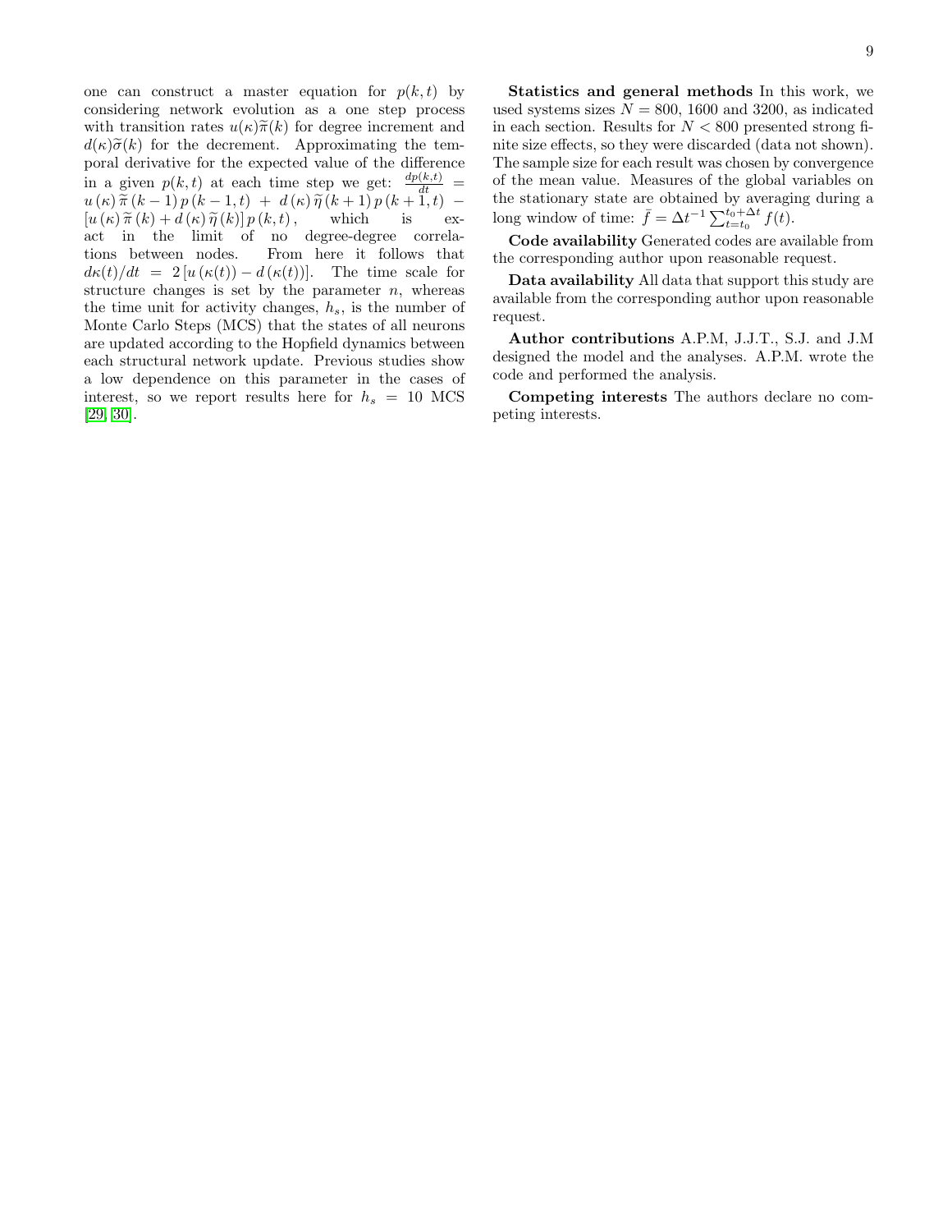one can construct a master equation for $p(k,t)$ by considering network evolution as a one step process with transition rates $u(\kappa)\widetilde{\pi}(k)$ for degree increment and $d(\kappa)\widetilde{\sigma}(k)$ for the decrement. Approximating the temporal derivative for the expected value of the difference in a given $p(k,t)$ at each time step we get: $\frac{dp(k,t)}{dt} = u(\kappa)\widetilde{\pi}(k-1)\,p(k-1,t) + d(\kappa)\widetilde{\eta}(k+1)\,p(k+1,t) - [u(\kappa)\widetilde{\pi}(k) + d(\kappa)\widetilde{\eta}(k)]\,p(k,t)$, which is exact in the limit of no degree-degree correlations between nodes. From here it follows that $d\kappa(t)/dt = 2\,[u(\kappa(t)) - d(\kappa(t))]$. The time scale for structure changes is set by the parameter $n$, whereas the time unit for activity changes, $h_s$, is the number of Monte Carlo Steps (MCS) that the states of all neurons are updated according to the Hopfield dynamics between each structural network update. Previous studies show a low dependence on this parameter in the cases of interest, so we report results here for $h_s = 10$ MCS [29, 30].

**Statistics and general methods** In this work, we used systems sizes $N = 800$, 1600 and 3200, as indicated in each section. Results for $N < 800$ presented strong finite size effects, so they were discarded (data not shown). The sample size for each result was chosen by convergence of the mean value. Measures of the global variables on the stationary state are obtained by averaging during a long window of time: $\bar{f} = \Delta t^{-1}\sum_{t=t_0}^{t_0+\Delta t} f(t)$.

**Code availability** Generated codes are available from the corresponding author upon reasonable request.

**Data availability** All data that support this study are available from the corresponding author upon reasonable request.

**Author contributions** A.P.M, J.J.T., S.J. and J.M designed the model and the analyses. A.P.M. wrote the code and performed the analysis.

**Competing interests** The authors declare no competing interests.